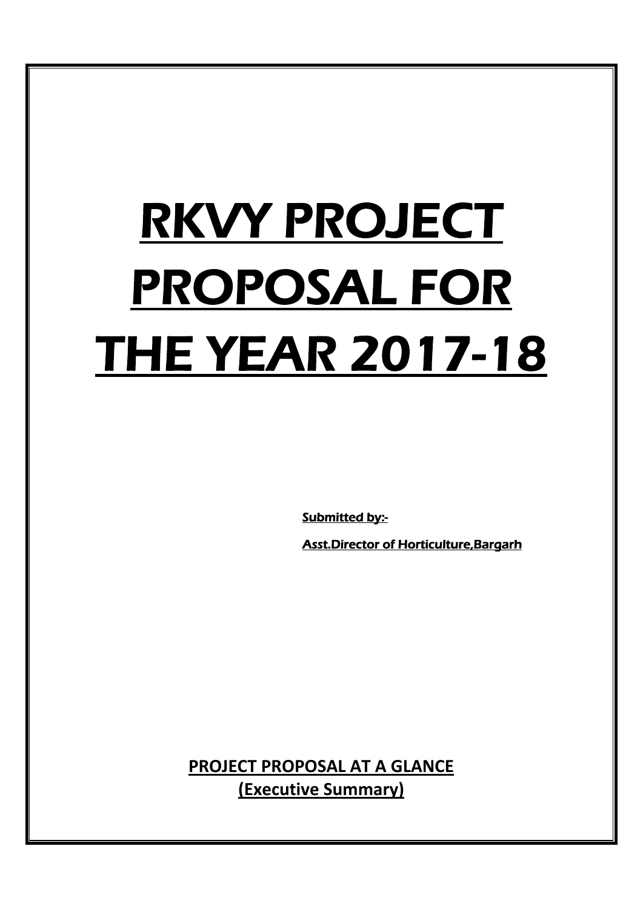# RKVY PROJECT PROPOSAL FOR THE YEAR 2017-18

**Submitted by:-**

**Asst.Director of Horticulture,Bargarh**

## PROJECT PROPOSAL AT A GLANCE
## (Executive Summary)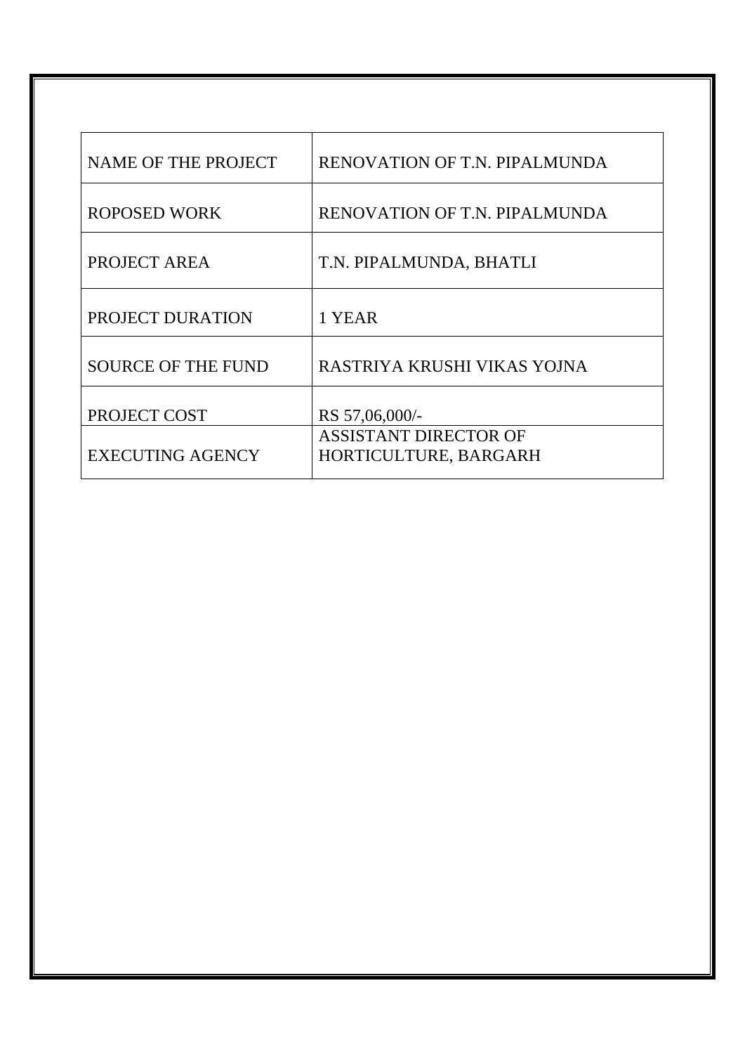| NAME OF THE PROJECT | RENOVATION OF T.N. PIPALMUNDA |
|---|---|
| ROPOSED WORK | RENOVATION OF T.N. PIPALMUNDA |
| PROJECT AREA | T.N. PIPALMUNDA, BHATLI |
| PROJECT DURATION | 1 YEAR |
| SOURCE OF THE FUND | RASTRIYA KRUSHI VIKAS YOJNA |
| PROJECT COST | RS 57,06,000/- |
| EXECUTING AGENCY | ASSISTANT DIRECTOR OF HORTICULTURE, BARGARH |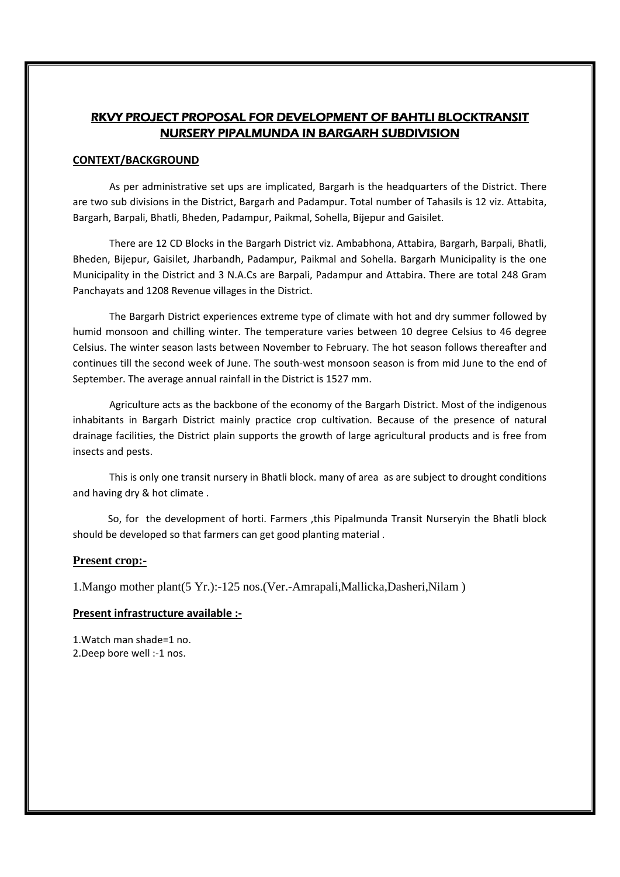# RKVY PROJECT PROPOSAL FOR DEVELOPMENT OF BAHTLI BLOCKTRANSIT NURSERY PIPALMUNDA IN BARGARH SUBDIVISION

## CONTEXT/BACKGROUND

As per administrative set ups are implicated, Bargarh is the headquarters of the District. There are two sub divisions in the District, Bargarh and Padampur. Total number of Tahasils is 12 viz. Attabita, Bargarh, Barpali, Bhatli, Bheden, Padampur, Paikmal, Sohella, Bijepur and Gaisilet.

There are 12 CD Blocks in the Bargarh District viz. Ambabhona, Attabira, Bargarh, Barpali, Bhatli, Bheden, Bijepur, Gaisilet, Jharbandh, Padampur, Paikmal and Sohella. Bargarh Municipality is the one Municipality in the District and 3 N.A.Cs are Barpali, Padampur and Attabira. There are total 248 Gram Panchayats and 1208 Revenue villages in the District.

The Bargarh District experiences extreme type of climate with hot and dry summer followed by humid monsoon and chilling winter. The temperature varies between 10 degree Celsius to 46 degree Celsius. The winter season lasts between November to February. The hot season follows thereafter and continues till the second week of June. The south-west monsoon season is from mid June to the end of September. The average annual rainfall in the District is 1527 mm.

Agriculture acts as the backbone of the economy of the Bargarh District. Most of the indigenous inhabitants in Bargarh District mainly practice crop cultivation. Because of the presence of natural drainage facilities, the District plain supports the growth of large agricultural products and is free from insects and pests.

This is only one transit nursery in Bhatli block. many of area as are subject to drought conditions and having dry & hot climate .

So, for the development of horti. Farmers ,this Pipalmunda Transit Nurseryin the Bhatli block should be developed so that farmers can get good planting material .

## Present crop:-

1.Mango mother plant(5 Yr.):-125 nos.(Ver.-Amrapali,Mallicka,Dasheri,Nilam )

## Present infrastructure available :-

1.Watch man shade=1 no.
2.Deep bore well :-1 nos.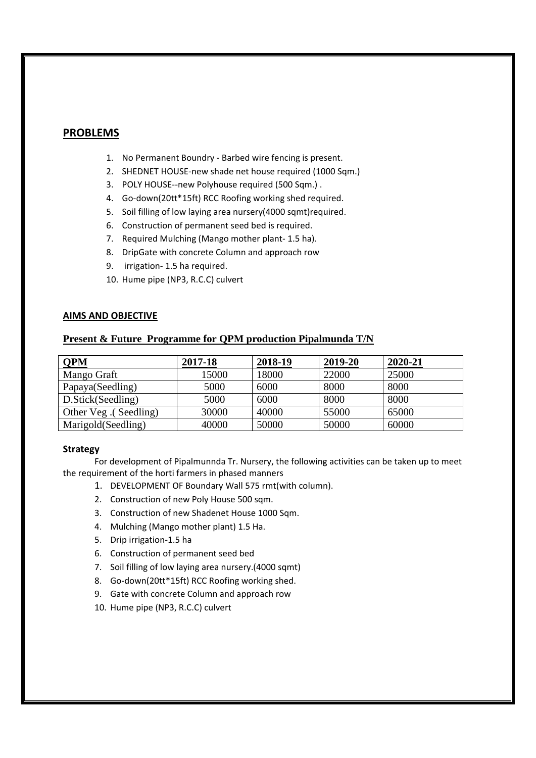## PROBLEMS

1. No Permanent Boundry - Barbed wire fencing is present.
2. SHEDNET HOUSE-new shade net house required (1000 Sqm.)
3. POLY HOUSE--new Polyhouse required (500 Sqm.) .
4. Go-down(20tt*15ft) RCC Roofing working shed required.
5. Soil filling of low laying area nursery(4000 sqmt)required.
6. Construction of permanent seed bed is required.
7. Required Mulching (Mango mother plant- 1.5 ha).
8. DripGate with concrete Column and approach row
9. irrigation- 1.5 ha required.
10. Hume pipe (NP3, R.C.C) culvert

### AIMS AND OBJECTIVE

### Present & Future Programme for QPM production Pipalmunda T/N

| QPM | 2017-18 | 2018-19 | 2019-20 | 2020-21 |
|---|---|---|---|---|
| Mango Graft | 15000 | 18000 | 22000 | 25000 |
| Papaya(Seedling) | 5000 | 6000 | 8000 | 8000 |
| D.Stick(Seedling) | 5000 | 6000 | 8000 | 8000 |
| Other Veg .( Seedling) | 30000 | 40000 | 55000 | 65000 |
| Marigold(Seedling) | 40000 | 50000 | 50000 | 60000 |

**Strategy**

For development of Pipalmunnda Tr. Nursery, the following activities can be taken up to meet the requirement of the horti farmers in phased manners

1. DEVELOPMENT OF Boundary Wall 575 rmt(with column).
2. Construction of new Poly House 500 sqm.
3. Construction of new Shadenet House 1000 Sqm.
4. Mulching (Mango mother plant) 1.5 Ha.
5. Drip irrigation-1.5 ha
6. Construction of permanent seed bed
7. Soil filling of low laying area nursery.(4000 sqmt)
8. Go-down(20tt*15ft) RCC Roofing working shed.
9. Gate with concrete Column and approach row
10. Hume pipe (NP3, R.C.C) culvert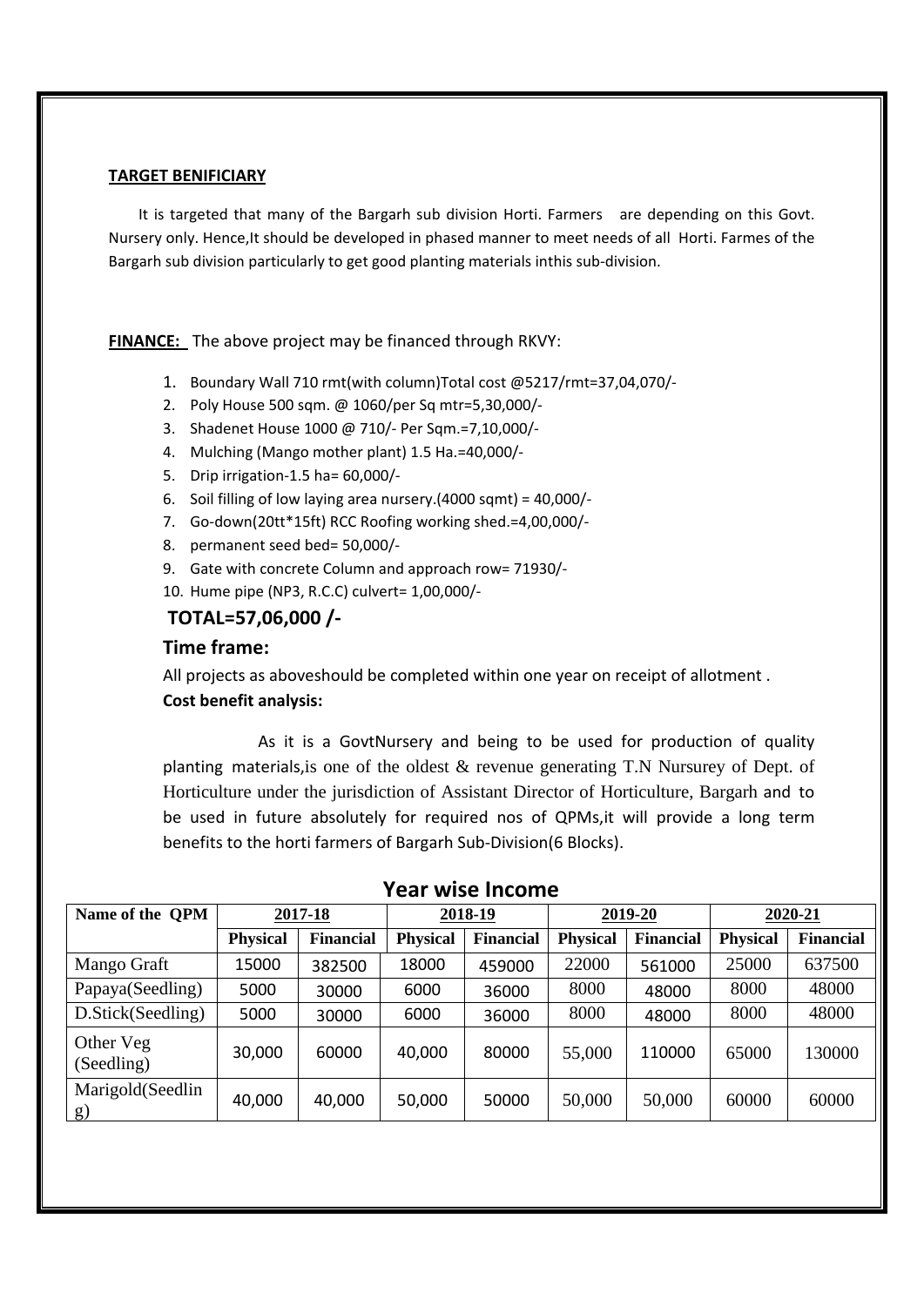**TARGET BENIFICIARY**

It is targeted that many of the Bargarh sub division Horti. Farmers are depending on this Govt. Nursery only. Hence,It should be developed in phased manner to meet needs of all Horti. Farmes of the Bargarh sub division particularly to get good planting materials inthis sub-division.

**FINANCE:** The above project may be financed through RKVY:

1. Boundary Wall 710 rmt(with column)Total cost @5217/rmt=37,04,070/-
2. Poly House 500 sqm. @ 1060/per Sq mtr=5,30,000/-
3. Shadenet House 1000 @ 710/- Per Sqm.=7,10,000/-
4. Mulching (Mango mother plant) 1.5 Ha.=40,000/-
5. Drip irrigation-1.5 ha= 60,000/-
6. Soil filling of low laying area nursery.(4000 sqmt) = 40,000/-
7. Go-down(20tt*15ft) RCC Roofing working shed.=4,00,000/-
8. permanent seed bed= 50,000/-
9. Gate with concrete Column and approach row= 71930/-
10. Hume pipe (NP3, R.C.C) culvert= 1,00,000/-

### TOTAL=57,06,000 /-

### Time frame:

All projects as aboveshould be completed within one year on receipt of allotment .

**Cost benefit analysis:**

As it is a GovtNursery and being to be used for production of quality planting materials,is one of the oldest & revenue generating T.N Nursurey of Dept. of Horticulture under the jurisdiction of Assistant Director of Horticulture, Bargarh and to be used in future absolutely for required nos of QPMs,it will provide a long term benefits to the horti farmers of Bargarh Sub-Division(6 Blocks).

## Year wise Income

| Name of the QPM | 2017-18 | | 2018-19 | | 2019-20 | | 2020-21 | |
|---|---|---|---|---|---|---|---|---|
| | **Physical** | **Financial** | **Physical** | **Financial** | **Physical** | **Financial** | **Physical** | **Financial** |
| Mango Graft | 15000 | 382500 | 18000 | 459000 | 22000 | 561000 | 25000 | 637500 |
| Papaya(Seedling) | 5000 | 30000 | 6000 | 36000 | 8000 | 48000 | 8000 | 48000 |
| D.Stick(Seedling) | 5000 | 30000 | 6000 | 36000 | 8000 | 48000 | 8000 | 48000 |
| Other Veg (Seedling) | 30,000 | 60000 | 40,000 | 80000 | 55,000 | 110000 | 65000 | 130000 |
| Marigold(Seedling) | 40,000 | 40,000 | 50,000 | 50000 | 50,000 | 50,000 | 60000 | 60000 |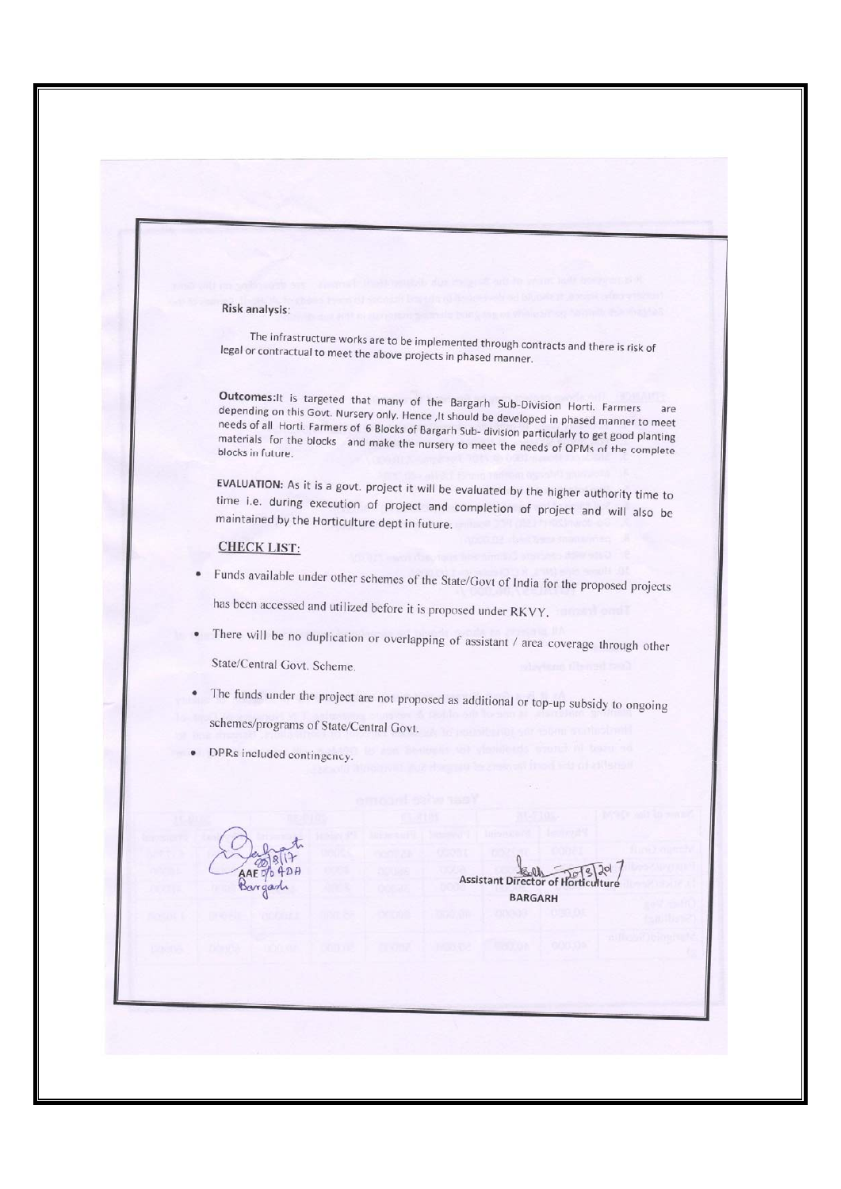**Risk analysis**:

The infrastructure works are to be implemented through contracts and there is risk of legal or contractual to meet the above projects in phased manner.

**Outcomes:**It is targeted that many of the Bargarh Sub-Division Horti. Farmers are depending on this Govt. Nursery only. Hence ,It should be developed in phased manner to meet needs of all Horti. Farmers of 6 Blocks of Bargarh Sub- division particularly to get good planting materials for the blocks and make the nursery to meet the needs of OPMs of the complete blocks in future.

**EVALUATION:** As it is a govt. project it will be evaluated by the higher authority time to time i.e. during execution of project and completion of project and will also be maintained by the Horticulture dept in future.

**CHECK LIST:**

- Funds available under other schemes of the State/Govt of India for the proposed projects has been accessed and utilized before it is proposed under RKVY.
- There will be no duplication or overlapping of assistant / area coverage through other State/Central Govt. Scheme.
- The funds under the project are not proposed as additional or top-up subsidy to ongoing schemes/programs of State/Central Govt.
- DPRs included contingency.

20/8/17
AAE O/o ADH
Bargarh

20/8/2017
Assistant Director of Horticulture
BARGARH